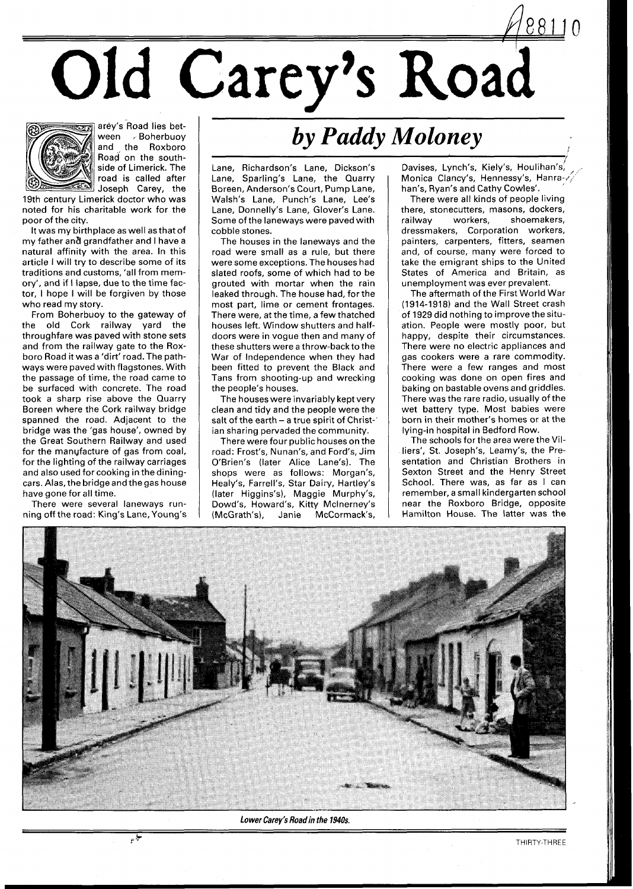# Old Carey's Road

## *by Paddy Moloney*

Carey's Road lies between Boherbuoy and the Roxboro Road on the southside of Limerick. The road is called after Joseph Carey, the 19th century Limerick doctor who was noted for his charitable work for the poor of the city.

It was my birthplace as well as that of my father and grandfather and I have a natural affinity with the area. In this article I will try to describe some of its traditions and customs, 'all from memory', and if I lapse, due to the time factor, I hope I will be forgiven by those who read my story.

From Boherbuoy to the gateway of the old Cork railway yard the throughfare was paved with stone sets and from the railway gate to the Roxboro Road it was a 'dirt' road. The pathways were paved with flagstones. With the passage of time, the road came to be surfaced with concrete. The road took a sharp rise above the Quarry Boreen where the Cork railway bridge spanned the road. Adjacent to the bridge was the 'gas house', owned by the Great Southern Railway and used for the manufacture of gas from coal, for the lighting of the railway carriages and also used for cooking in the dining-cars. Alas, the bridge and the gas house have gone for all time.

There were several laneways running off the road: King's Lane, Young's Lane, Richardson's Lane, Dickson's Lane, Sparling's Lane, the Quarry Boreen, Anderson's Court, Pump Lane, Walsh's Lane, Punch's Lane, Lee's Lane, Donnelly's Lane, Glover's Lane. Some of the laneways were paved with cobble stones.

The houses in the laneways and the road were small as a rule, but there were some exceptions. The houses had slated roofs, some of which had to be grouted with mortar when the rain leaked through. The house had, for the most part, lime or cement frontages. There were, at the time, a few thatched houses left. Window shutters and half-doors were in vogue then and many of these shutters were a throw-back to the War of Independence when they had been fitted to prevent the Black and Tans from shooting-up and wrecking the people's houses.

The houses were invariably kept very clean and tidy and the people were the salt of the earth – a true spirit of Christian sharing pervaded the community.

There were four public houses on the road: Frost's, Nunan's, and Ford's, Jim O'Brien's (later Alice Lane's). The shops were as follows: Morgan's, Healy's, Farrell's, Star Dairy, Hartley's (later Higgins's), Maggie Murphy's, Dowd's, Howard's, Kitty McInerney's (McGrath's), Janie McCormack's, Davises, Lynch's, Kiely's, Houlihan's, Monica Clancy's, Hennessy's, Hanrahan's, Ryan's and Cathy Cowles'.

There were all kinds of people living there, stonecutters, masons, dockers, railway workers, shoemakers, dressmakers, Corporation workers, painters, carpenters, fitters, seamen and, of course, many were forced to take the emigrant ships to the United States of America and Britain, as unemployment was ever prevalent.

The aftermath of the First World War (1914-1918) and the Wall Street crash of 1929 did nothing to improve the situation. People were mostly poor, but happy, despite their circumstances. There were no electric appliances and gas cookers were a rare commodity. There were a few ranges and most cooking was done on open fires and baking on bastable ovens and griddles. There was the rare radio, usually of the wet battery type. Most babies were born in their mother's homes or at the lying-in hospital in Bedford Row.

The schools for the area were the Villiers', St. Joseph's, Leamy's, the Presentation and Christian Brothers in Sexton Street and the Henry Street School. There was, as far as I can remember, a small kindergarten school near the Roxboro Bridge, opposite Hamilton House. The latter was the

*Lower Carey's Road in the 1940s.*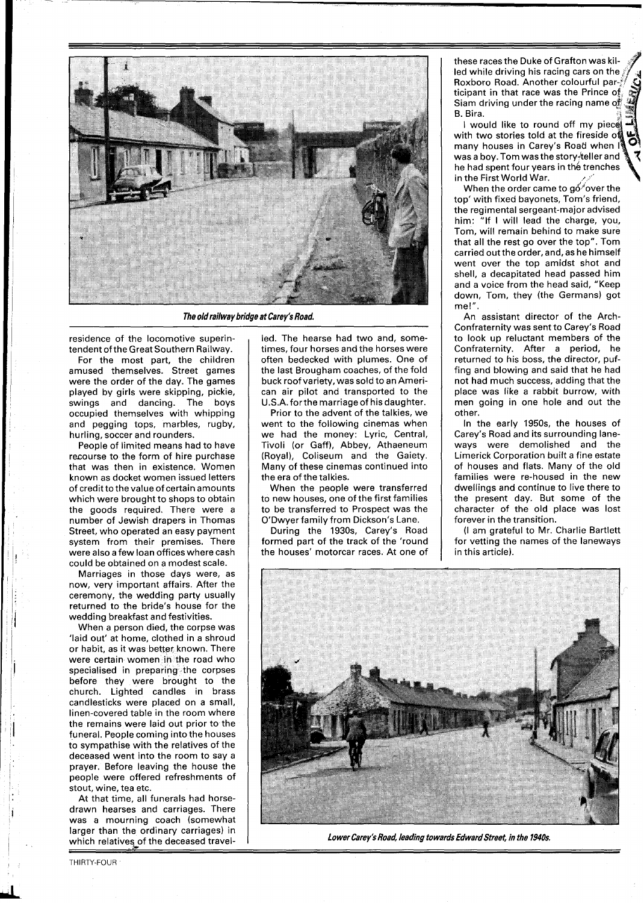The old railway bridge at Carey's Road.

residence of the locomotive superintendent of the Great Southern Railway.

For the most part, the children amused themselves. Street games were the order of the day. The games played by girls were skipping, pickie, swings and dancing. The boys occupied themselves with whipping and pegging tops, marbles, rugby, hurling, soccer and rounders.

People of limited means had to have recourse to the form of hire purchase that was then in existence. Women known as docket women issued letters of credit to the value of certain amounts which were brought to shops to obtain the goods required. There were a number of Jewish drapers in Thomas Street, who operated an easy payment system from their premises. There were also a few loan offices where cash could be obtained on a modest scale.

Marriages in those days were, as now, very important affairs. After the ceremony, the wedding party usually returned to the bride's house for the wedding breakfast and festivities.

When a person died, the corpse was 'laid out' at home, clothed in a shroud or habit, as it was better known. There were certain women in the road who specialised in preparing the corpses before they were brought to the church. Lighted candles in brass candlesticks were placed on a small, linen-covered table in the room where the remains were laid out prior to the funeral. People coming into the houses to sympathise with the relatives of the deceased went into the room to say a prayer. Before leaving the house the people were offered refreshments of stout, wine, tea etc.

At that time, all funerals had horse-drawn hearses and carriages. There was a mourning coach (somewhat larger than the ordinary carriages) in which relatives of the deceased travelled. The hearse had two and, sometimes, four horses and the horses were often bedecked with plumes. One of the last Brougham coaches, of the fold buck roof variety, was sold to an American air pilot and transported to the U.S.A. for the marriage of his daughter.

Prior to the advent of the talkies, we went to the following cinemas when we had the money: Lyric, Central, Tivoli (or Gaff), Abbey, Athaeneum (Royal), Coliseum and the Gaiety. Many of these cinemas continued into the era of the talkies.

When the people were transferred to new houses, one of the first families to be transferred to Prospect was the O'Dwyer family from Dickson's Lane.

During the 1930s, Carey's Road formed part of the track of the 'round the houses' motorcar races. At one of these races the Duke of Grafton was killed while driving his racing cars on the Roxboro Road. Another colourful participant in that race was the Prince of Siam driving under the racing name of B. Bira.

I would like to round off my piece with two stories told at the fireside of many houses in Carey's Road when I was a boy. Tom was the story-teller and he had spent four years in the trenches in the First World War.

When the order came to go 'over the top' with fixed bayonets, Tom's friend, the regimental sergeant-major advised him: "If I will lead the charge, you, Tom, will remain behind to make sure that all the rest go over the top". Tom carried out the order, and, as he himself went over the top amidst shot and shell, a decapitated head passed him and a voice from the head said, "Keep down, Tom, they (the Germans) got me!".

An assistant director of the Arch-Confraternity was sent to Carey's Road to look up reluctant members of the Confraternity. After a period, he returned to his boss, the director, puffing and blowing and said that he had not had much success, adding that the place was like a rabbit burrow, with men going in one hole and out the other.

In the early 1950s, the houses of Carey's Road and its surrounding laneways were demolished and the Limerick Corporation built a fine estate of houses and flats. Many of the old families were re-housed in the new dwellings and continue to live there to the present day. But some of the character of the old place was lost forever in the transition.

(I am grateful to Mr. Charlie Bartlett for vetting the names of the laneways in this article).

Lower Carey's Road, leading towards Edward Street, in the 1940s.